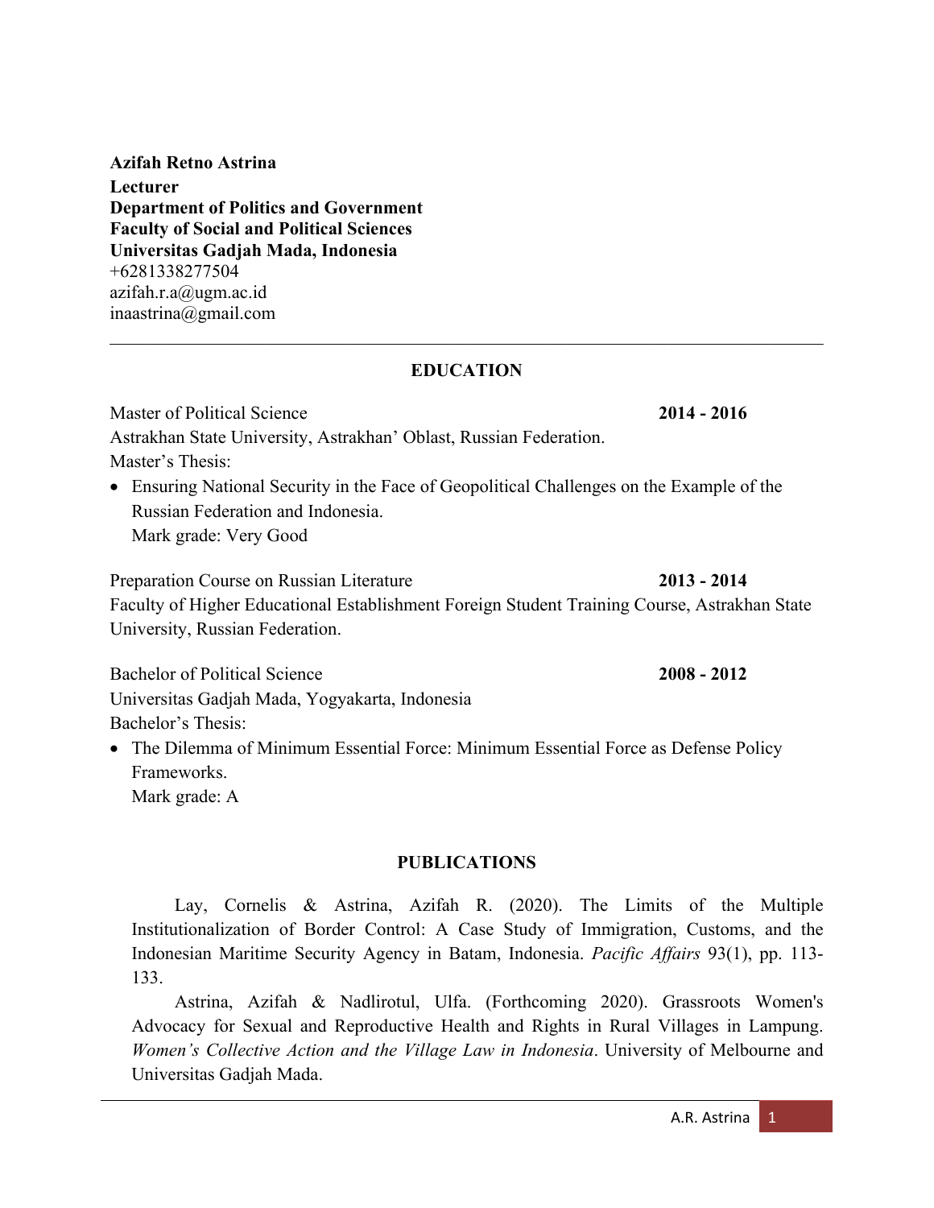**Azifah Retno Astrina**
**Lecturer**
**Department of Politics and Government**
**Faculty of Social and Political Sciences**
**Universitas Gadjah Mada, Indonesia**
+6281338277504
azifah.r.a@ugm.ac.id
inaastrina@gmail.com

---

## EDUCATION

Master of Political Science **2014 - 2016**
Astrakhan State University, Astrakhan' Oblast, Russian Federation.
Master's Thesis:

- Ensuring National Security in the Face of Geopolitical Challenges on the Example of the Russian Federation and Indonesia.
  Mark grade: Very Good

Preparation Course on Russian Literature **2013 - 2014**
Faculty of Higher Educational Establishment Foreign Student Training Course, Astrakhan State University, Russian Federation.

Bachelor of Political Science **2008 - 2012**
Universitas Gadjah Mada, Yogyakarta, Indonesia
Bachelor's Thesis:

- The Dilemma of Minimum Essential Force: Minimum Essential Force as Defense Policy Frameworks.
  Mark grade: A

## PUBLICATIONS

Lay, Cornelis & Astrina, Azifah R. (2020). The Limits of the Multiple Institutionalization of Border Control: A Case Study of Immigration, Customs, and the Indonesian Maritime Security Agency in Batam, Indonesia. *Pacific Affairs* 93(1), pp. 113-133.

Astrina, Azifah & Nadlirotul, Ulfa. (Forthcoming 2020). Grassroots Women's Advocacy for Sexual and Reproductive Health and Rights in Rural Villages in Lampung. *Women's Collective Action and the Village Law in Indonesia*. University of Melbourne and Universitas Gadjah Mada.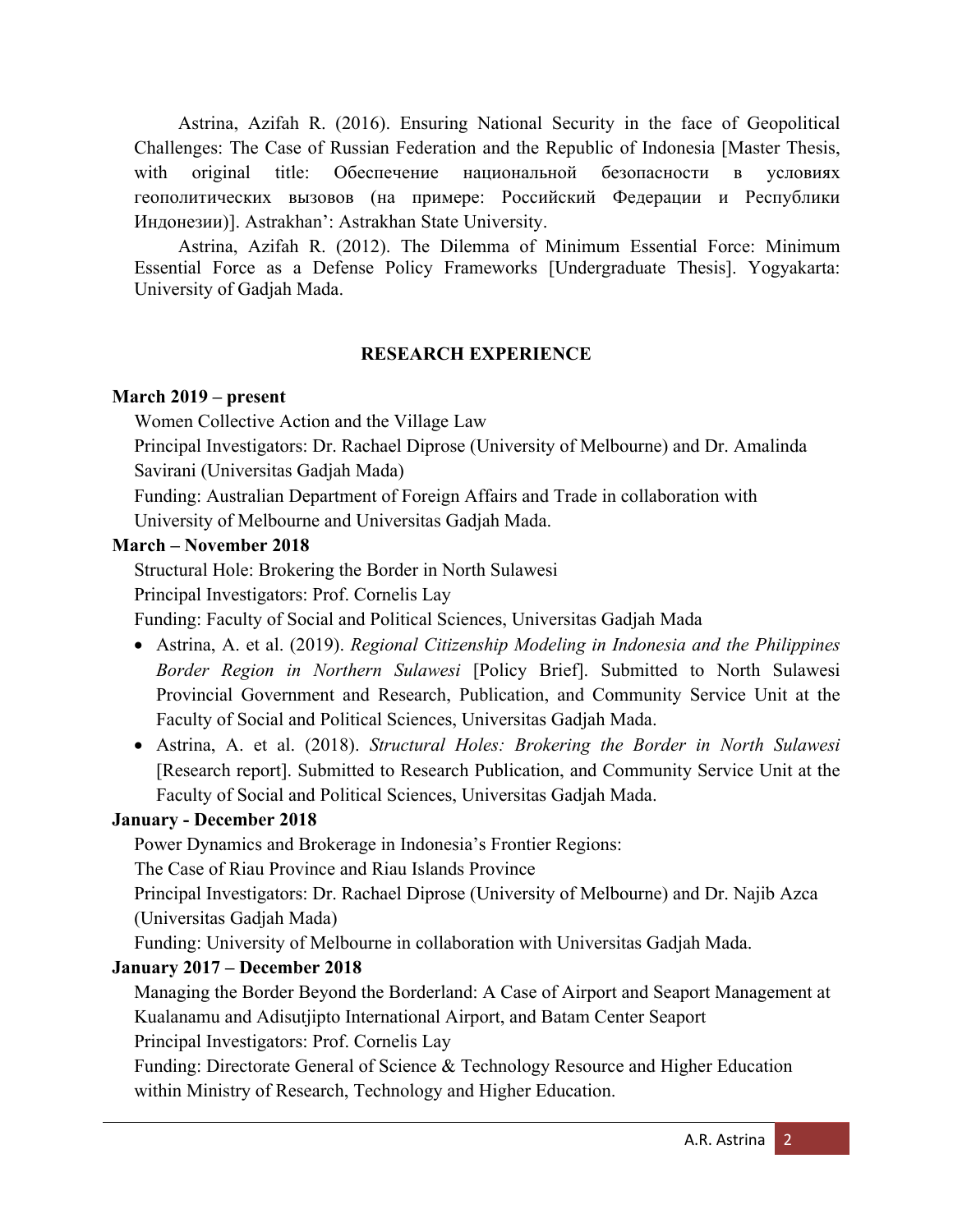Astrina, Azifah R. (2016). Ensuring National Security in the face of Geopolitical Challenges: The Case of Russian Federation and the Republic of Indonesia [Master Thesis, with original title: Обеспечение национальной безопасности в условиях геополитических вызовов (на примере: Российский Федерации и Республики Индонезии)]. Astrakhan': Astrakhan State University.

Astrina, Azifah R. (2012). The Dilemma of Minimum Essential Force: Minimum Essential Force as a Defense Policy Frameworks [Undergraduate Thesis]. Yogyakarta: University of Gadjah Mada.

## RESEARCH EXPERIENCE

**March 2019 – present**

Women Collective Action and the Village Law
Principal Investigators: Dr. Rachael Diprose (University of Melbourne) and Dr. Amalinda Savirani (Universitas Gadjah Mada)
Funding: Australian Department of Foreign Affairs and Trade in collaboration with University of Melbourne and Universitas Gadjah Mada.

**March – November 2018**

Structural Hole: Brokering the Border in North Sulawesi
Principal Investigators: Prof. Cornelis Lay
Funding: Faculty of Social and Political Sciences, Universitas Gadjah Mada

- Astrina, A. et al. (2019). *Regional Citizenship Modeling in Indonesia and the Philippines Border Region in Northern Sulawesi* [Policy Brief]. Submitted to North Sulawesi Provincial Government and Research, Publication, and Community Service Unit at the Faculty of Social and Political Sciences, Universitas Gadjah Mada.
- Astrina, A. et al. (2018). *Structural Holes: Brokering the Border in North Sulawesi* [Research report]. Submitted to Research Publication, and Community Service Unit at the Faculty of Social and Political Sciences, Universitas Gadjah Mada.

**January - December 2018**

Power Dynamics and Brokerage in Indonesia's Frontier Regions:
The Case of Riau Province and Riau Islands Province
Principal Investigators: Dr. Rachael Diprose (University of Melbourne) and Dr. Najib Azca (Universitas Gadjah Mada)
Funding: University of Melbourne in collaboration with Universitas Gadjah Mada.

**January 2017 – December 2018**

Managing the Border Beyond the Borderland: A Case of Airport and Seaport Management at Kualanamu and Adisutjipto International Airport, and Batam Center Seaport
Principal Investigators: Prof. Cornelis Lay
Funding: Directorate General of Science & Technology Resource and Higher Education within Ministry of Research, Technology and Higher Education.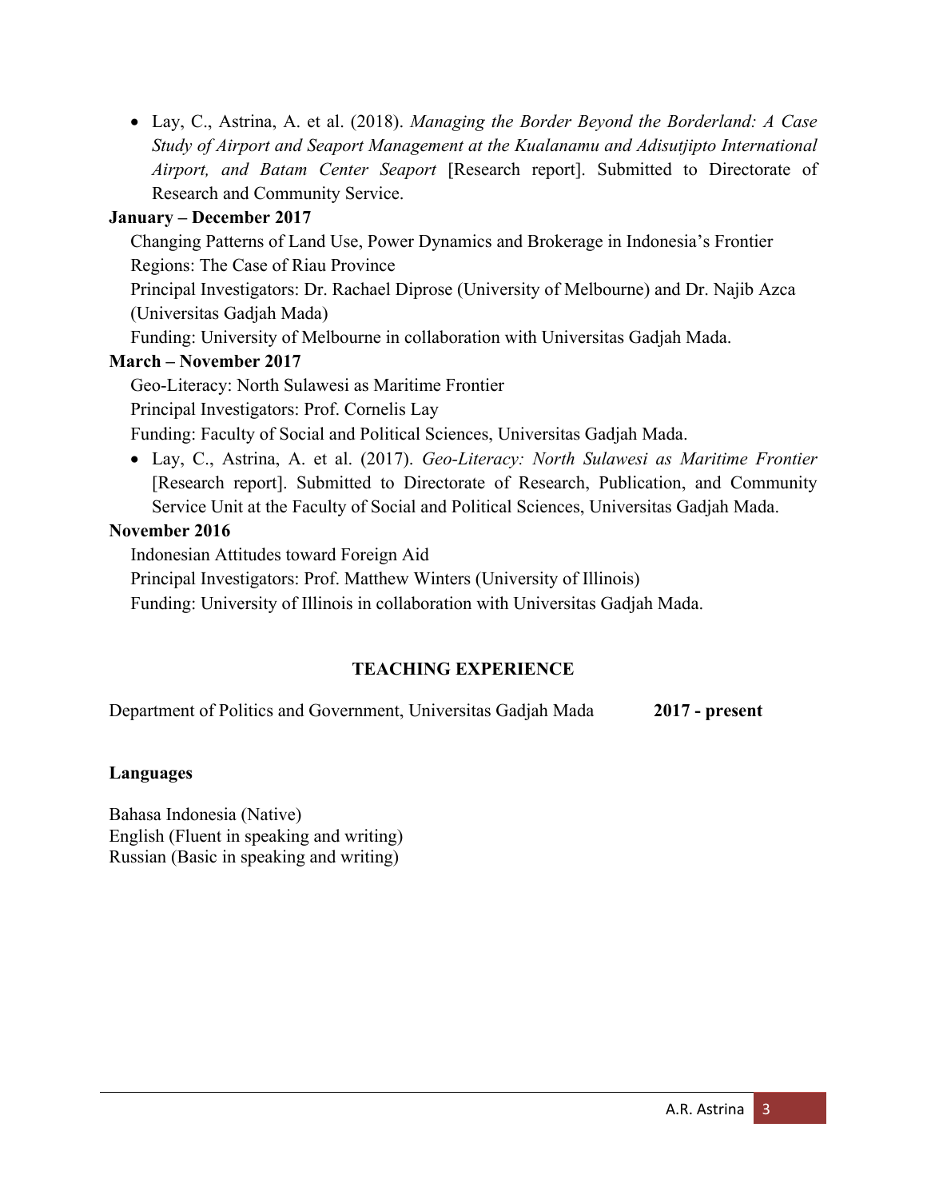- Lay, C., Astrina, A. et al. (2018). *Managing the Border Beyond the Borderland: A Case Study of Airport and Seaport Management at the Kualanamu and Adisutjipto International Airport, and Batam Center Seaport* [Research report]. Submitted to Directorate of Research and Community Service.

**January – December 2017**

Changing Patterns of Land Use, Power Dynamics and Brokerage in Indonesia's Frontier Regions: The Case of Riau Province

Principal Investigators: Dr. Rachael Diprose (University of Melbourne) and Dr. Najib Azca (Universitas Gadjah Mada)

Funding: University of Melbourne in collaboration with Universitas Gadjah Mada.

**March – November 2017**

Geo-Literacy: North Sulawesi as Maritime Frontier

Principal Investigators: Prof. Cornelis Lay

Funding: Faculty of Social and Political Sciences, Universitas Gadjah Mada.

- Lay, C., Astrina, A. et al. (2017). *Geo-Literacy: North Sulawesi as Maritime Frontier* [Research report]. Submitted to Directorate of Research, Publication, and Community Service Unit at the Faculty of Social and Political Sciences, Universitas Gadjah Mada.

**November 2016**

Indonesian Attitudes toward Foreign Aid

Principal Investigators: Prof. Matthew Winters (University of Illinois)

Funding: University of Illinois in collaboration with Universitas Gadjah Mada.

## TEACHING EXPERIENCE

Department of Politics and Government, Universitas Gadjah Mada **2017 - present**

### Languages

Bahasa Indonesia (Native)
English (Fluent in speaking and writing)
Russian (Basic in speaking and writing)